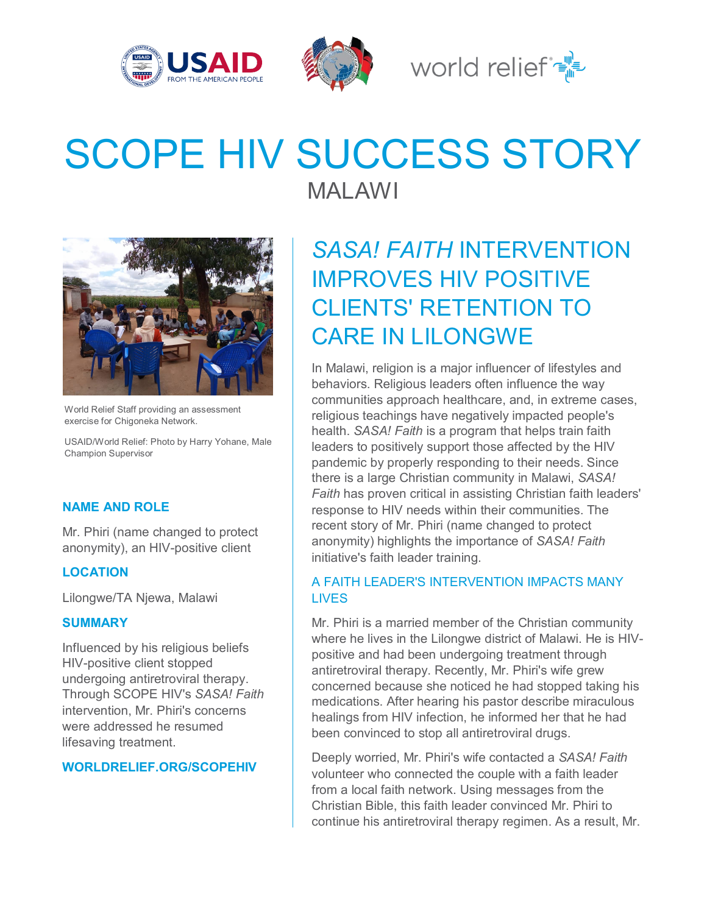# SCOPE HIV SUCCESS STORY

MALAWI

World Relief Staff providing an assessment exercise for Chigoneka Network.

USAID/World Relief: Photo by Harry Yohane, Male Champion Supervisor

### NAME AND ROLE

Mr. Phiri (name changed to protect anonymity), an HIV-positive client

### LOCATION

Lilongwe/TA Njewa, Malawi

### SUMMARY

Influenced by his religious beliefs HIV-positive client stopped undergoing antiretroviral therapy. Through SCOPE HIV's *SASA! Faith* intervention, Mr. Phiri's concerns were addressed he resumed lifesaving treatment.

**WORLDRELIEF.ORG/SCOPEHIV**

## *SASA! FAITH* INTERVENTION IMPROVES HIV POSITIVE CLIENTS' RETENTION TO CARE IN LILONGWE

In Malawi, religion is a major influencer of lifestyles and behaviors. Religious leaders often influence the way communities approach healthcare, and, in extreme cases, religious teachings have negatively impacted people's health. *SASA! Faith* is a program that helps train faith leaders to positively support those affected by the HIV pandemic by properly responding to their needs. Since there is a large Christian community in Malawi, *SASA! Faith* has proven critical in assisting Christian faith leaders' response to HIV needs within their communities. The recent story of Mr. Phiri (name changed to protect anonymity) highlights the importance of *SASA! Faith* initiative's faith leader training.

### A FAITH LEADER'S INTERVENTION IMPACTS MANY LIVES

Mr. Phiri is a married member of the Christian community where he lives in the Lilongwe district of Malawi. He is HIV-positive and had been undergoing treatment through antiretroviral therapy. Recently, Mr. Phiri's wife grew concerned because she noticed he had stopped taking his medications. After hearing his pastor describe miraculous healings from HIV infection, he informed her that he had been convinced to stop all antiretroviral drugs.

Deeply worried, Mr. Phiri's wife contacted a *SASA! Faith* volunteer who connected the couple with a faith leader from a local faith network. Using messages from the Christian Bible, this faith leader convinced Mr. Phiri to continue his antiretroviral therapy regimen. As a result, Mr.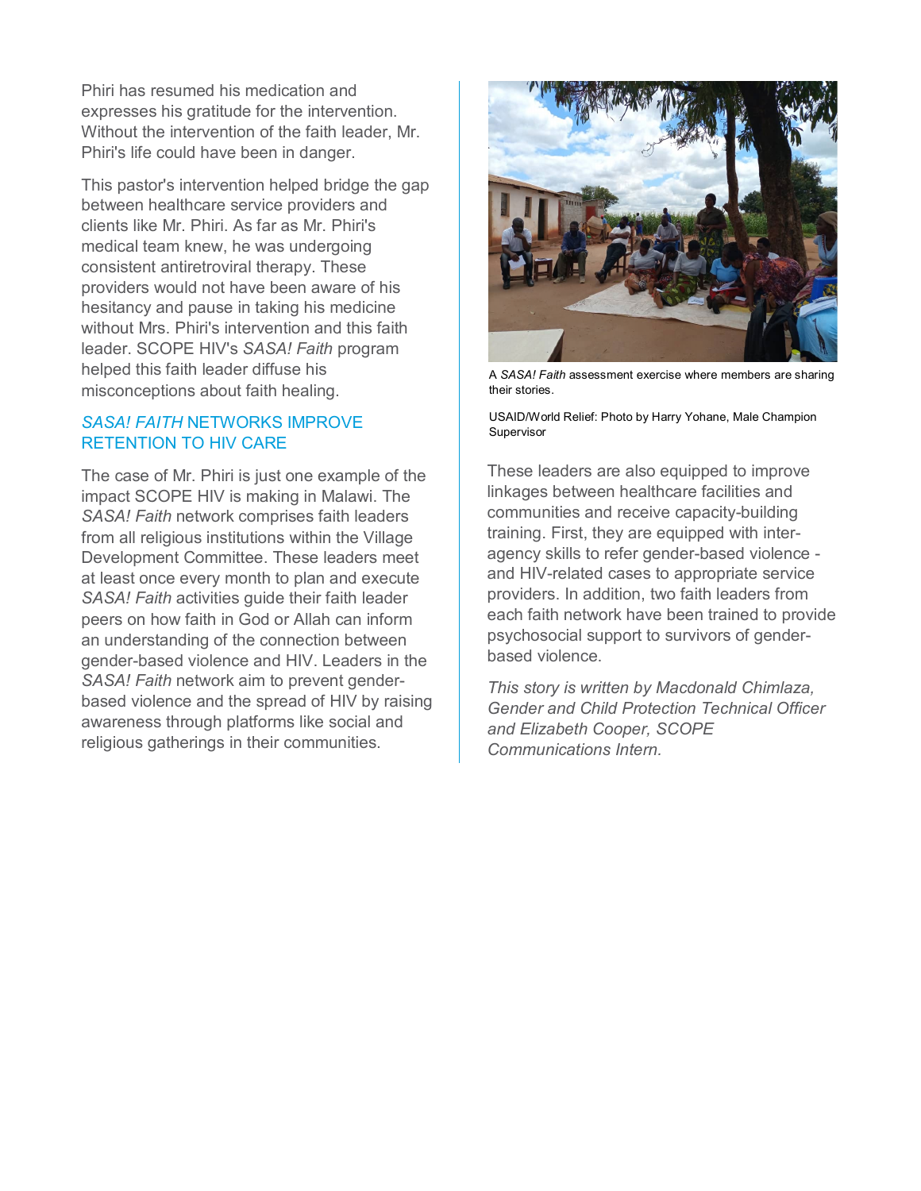Phiri has resumed his medication and expresses his gratitude for the intervention. Without the intervention of the faith leader, Mr. Phiri's life could have been in danger.

This pastor's intervention helped bridge the gap between healthcare service providers and clients like Mr. Phiri. As far as Mr. Phiri's medical team knew, he was undergoing consistent antiretroviral therapy. These providers would not have been aware of his hesitancy and pause in taking his medicine without Mrs. Phiri's intervention and this faith leader. SCOPE HIV's *SASA! Faith* program helped this faith leader diffuse his misconceptions about faith healing.

## *SASA! FAITH* NETWORKS IMPROVE RETENTION TO HIV CARE

The case of Mr. Phiri is just one example of the impact SCOPE HIV is making in Malawi. The *SASA! Faith* network comprises faith leaders from all religious institutions within the Village Development Committee. These leaders meet at least once every month to plan and execute *SASA! Faith* activities guide their faith leader peers on how faith in God or Allah can inform an understanding of the connection between gender-based violence and HIV. Leaders in the *SASA! Faith* network aim to prevent gender-based violence and the spread of HIV by raising awareness through platforms like social and religious gatherings in their communities.

A *SASA! Faith* assessment exercise where members are sharing their stories.

USAID/World Relief: Photo by Harry Yohane, Male Champion Supervisor

These leaders are also equipped to improve linkages between healthcare facilities and communities and receive capacity-building training. First, they are equipped with inter-agency skills to refer gender-based violence - and HIV-related cases to appropriate service providers. In addition, two faith leaders from each faith network have been trained to provide psychosocial support to survivors of gender-based violence.

*This story is written by Macdonald Chimlaza, Gender and Child Protection Technical Officer and Elizabeth Cooper, SCOPE Communications Intern.*